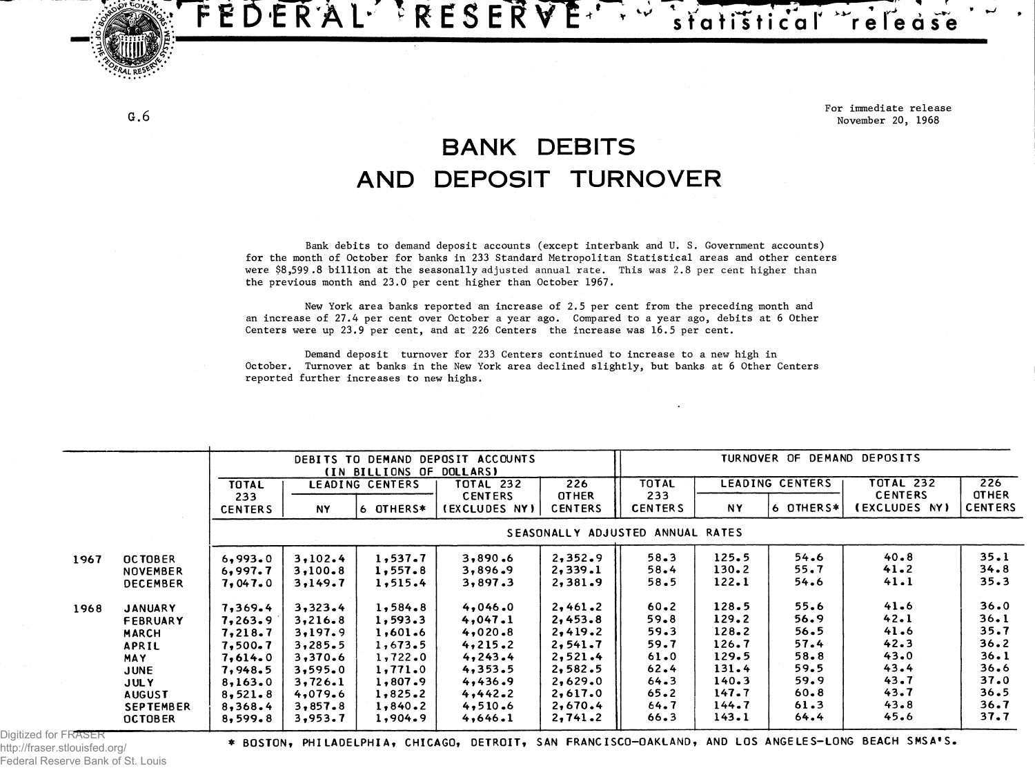FEDERAL RESERVE statistical release

G.6

For immediate release
November 20, 1968

# BANK DEBITS AND DEPOSIT TURNOVER

Bank debits to demand deposit accounts (except interbank and U. S. Government accounts) for the month of October for banks in 233 Standard Metropolitan Statistical areas and other centers were $8,599.8 billion at the seasonally adjusted annual rate. This was 2.8 per cent higher than the previous month and 23.0 per cent higher than October 1967.

New York area banks reported an increase of 2.5 per cent from the preceding month and an increase of 27.4 per cent over October a year ago. Compared to a year ago, debits at 6 Other Centers were up 23.9 per cent, and at 226 Centers the increase was 16.5 per cent.

Demand deposit turnover for 233 Centers continued to increase to a new high in October. Turnover at banks in the New York area declined slightly, but banks at 6 Other Centers reported further increases to new highs.

| | | DEBITS TO DEMAND DEPOSIT ACCOUNTS (IN BILLIONS OF DOLLARS) | | | | | TURNOVER OF DEMAND DEPOSITS | | | | |
|---|---|---|---|---|---|---|---|---|---|---|---|
| | | TOTAL 233 CENTERS | LEADING CENTERS | | TOTAL 232 CENTERS (EXCLUDES NY) | 226 OTHER CENTERS | TOTAL 233 CENTERS | LEADING CENTERS | | TOTAL 232 CENTERS (EXCLUDES NY) | 226 OTHER CENTERS |
| | | | NY | 6 OTHERS* | | | | NY | 6 OTHERS* | | |
| | | SEASONALLY ADJUSTED ANNUAL RATES | | | | | | | | | |
| 1967 | OCTOBER | 6,993.0 | 3,102.4 | 1,537.7 | 3,890.6 | 2,352.9 | 58.3 | 125.5 | 54.6 | 40.8 | 35.1 |
| | NOVEMBER | 6,997.7 | 3,100.8 | 1,557.8 | 3,896.9 | 2,339.1 | 58.4 | 130.2 | 55.7 | 41.2 | 34.8 |
| | DECEMBER | 7,047.0 | 3,149.7 | 1,515.4 | 3,897.3 | 2,381.9 | 58.5 | 122.1 | 54.6 | 41.1 | 35.3 |
| 1968 | JANUARY | 7,369.4 | 3,323.4 | 1,584.8 | 4,046.0 | 2,461.2 | 60.2 | 128.5 | 55.6 | 41.6 | 36.0 |
| | FEBRUARY | 7,263.9 | 3,216.8 | 1,593.3 | 4,047.1 | 2,453.8 | 59.8 | 129.2 | 56.9 | 42.1 | 36.1 |
| | MARCH | 7,218.7 | 3,197.9 | 1,601.6 | 4,020.8 | 2,419.2 | 59.3 | 128.2 | 56.5 | 41.6 | 35.7 |
| | APRIL | 7,500.7 | 3,285.5 | 1,673.5 | 4,215.2 | 2,541.7 | 59.7 | 126.7 | 57.4 | 42.3 | 36.2 |
| | MAY | 7,614.0 | 3,370.6 | 1,722.0 | 4,243.4 | 2,521.4 | 61.0 | 129.5 | 58.8 | 43.0 | 36.1 |
| | JUNE | 7,948.5 | 3,595.0 | 1,771.0 | 4,353.5 | 2,582.5 | 62.4 | 131.4 | 59.5 | 43.4 | 36.6 |
| | JULY | 8,163.0 | 3,726.1 | 1,807.9 | 4,436.9 | 2,629.0 | 64.3 | 140.3 | 59.9 | 43.7 | 37.0 |
| | AUGUST | 8,521.8 | 4,079.6 | 1,825.2 | 4,442.2 | 2,617.0 | 65.2 | 147.7 | 60.8 | 43.7 | 36.5 |
| | SEPTEMBER | 8,368.4 | 3,857.8 | 1,840.2 | 4,510.6 | 2,670.4 | 64.7 | 144.7 | 61.3 | 43.8 | 36.7 |
| | OCTOBER | 8,599.8 | 3,953.7 | 1,904.9 | 4,646.1 | 2,741.2 | 66.3 | 143.1 | 64.4 | 45.6 | 37.7 |

* BOSTON, PHILADELPHIA, CHICAGO, DETROIT, SAN FRANCISCO-OAKLAND, AND LOS ANGELES-LONG BEACH SMSA'S.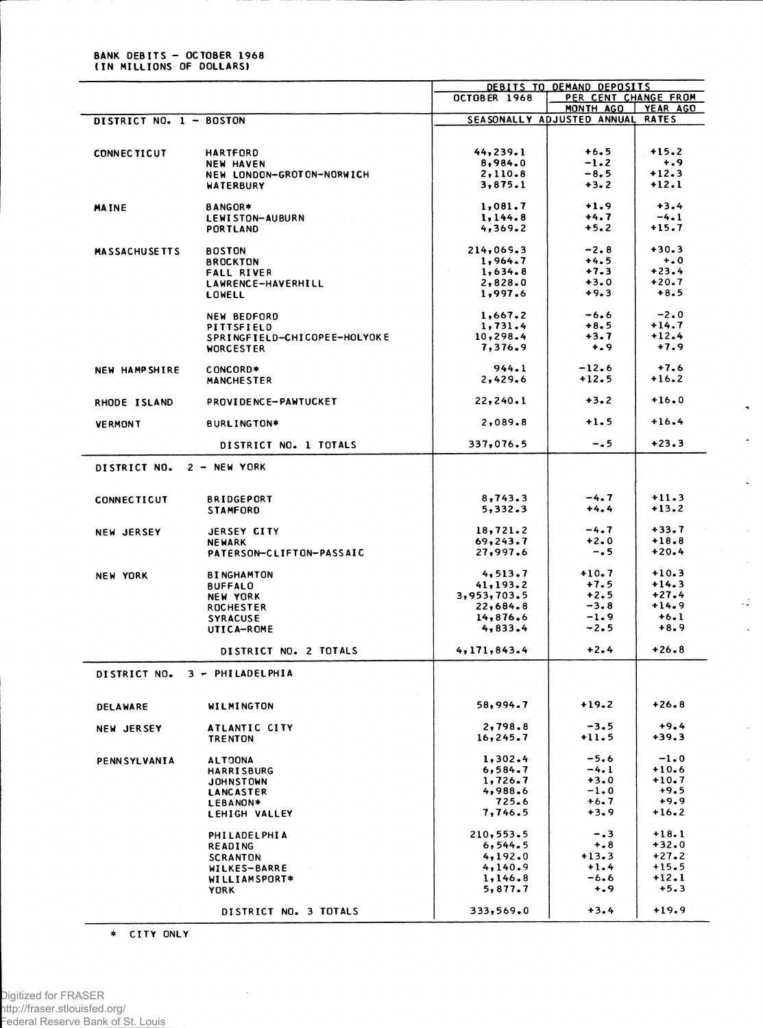BANK DEBITS – OCTOBER 1968
(IN MILLIONS OF DOLLARS)

| | | DEBITS TO DEMAND DEPOSITS | | |
|---|---|---|---|---|
| | | OCTOBER 1968 | PER CENT CHANGE FROM | |
| | | | MONTH AGO | YEAR AGO |
| DISTRICT NO. 1 - BOSTON | | SEASONALLY ADJUSTED ANNUAL RATES | | |
| CONNECTICUT | HARTFORD | 44,239.1 | +6.5 | +15.2 |
| | NEW HAVEN | 8,984.0 | -1.2 | +.9 |
| | NEW LONDON-GROTON-NORWICH | 2,110.8 | -8.5 | +12.3 |
| | WATERBURY | 3,875.1 | +3.2 | +12.1 |
| MAINE | BANGOR* | 1,081.7 | +1.9 | +3.4 |
| | LEWISTON-AUBURN | 1,144.8 | +4.7 | -4.1 |
| | PORTLAND | 4,369.2 | +5.2 | +15.7 |
| MASSACHUSETTS | BOSTON | 214,069.3 | -2.8 | +30.3 |
| | BROCKTON | 1,964.7 | +4.5 | +.0 |
| | FALL RIVER | 1,634.8 | +7.3 | +23.4 |
| | LAWRENCE-HAVERHILL | 2,828.0 | +3.0 | +20.7 |
| | LOWELL | 1,997.6 | +9.3 | +8.5 |
| | NEW BEDFORD | 1,667.2 | -6.6 | -2.0 |
| | PITTSFIELD | 1,731.4 | +8.5 | +14.7 |
| | SPRINGFIELD-CHICOPEE-HOLYOKE | 10,298.4 | +3.7 | +12.4 |
| | WORCESTER | 7,376.9 | +.9 | +7.9 |
| NEW HAMPSHIRE | CONCORD* | 944.1 | -12.6 | +7.6 |
| | MANCHESTER | 2,429.6 | +12.5 | +16.2 |
| RHODE ISLAND | PROVIDENCE-PAWTUCKET | 22,240.1 | +3.2 | +16.0 |
| VERMONT | BURLINGTON* | 2,089.8 | +1.5 | +16.4 |
| | DISTRICT NO. 1 TOTALS | 337,076.5 | -.5 | +23.3 |
| DISTRICT NO. 2 - NEW YORK | | | | |
| CONNECTICUT | BRIDGEPORT | 8,743.3 | -4.7 | +11.3 |
| | STAMFORD | 5,332.3 | +4.4 | +13.2 |
| NEW JERSEY | JERSEY CITY | 18,721.2 | -4.7 | +33.7 |
| | NEWARK | 69,243.7 | +2.0 | +18.8 |
| | PATERSON-CLIFTON-PASSAIC | 27,997.6 | -.5 | +20.4 |
| NEW YORK | BINGHAMTON | 4,513.7 | +10.7 | +10.3 |
| | BUFFALO | 41,193.2 | +7.5 | +14.3 |
| | NEW YORK | 3,953,703.5 | +2.5 | +27.4 |
| | ROCHESTER | 22,684.8 | -3.8 | +14.9 |
| | SYRACUSE | 14,876.6 | -1.9 | +6.1 |
| | UTICA-ROME | 4,833.4 | -2.5 | +8.9 |
| | DISTRICT NO. 2 TOTALS | 4,171,843.4 | +2.4 | +26.8 |
| DISTRICT NO. 3 - PHILADELPHIA | | | | |
| DELAWARE | WILMINGTON | 58,994.7 | +19.2 | +26.8 |
| NEW JERSEY | ATLANTIC CITY | 2,798.8 | -3.5 | +9.4 |
| | TRENTON | 16,245.7 | +11.5 | +39.3 |
| PENNSYLVANIA | ALTOONA | 1,302.4 | -5.6 | -1.0 |
| | HARRISBURG | 6,584.7 | -4.1 | +10.6 |
| | JOHNSTOWN | 1,726.7 | +3.0 | +10.7 |
| | LANCASTER | 4,988.6 | -1.0 | +9.5 |
| | LEBANON* | 725.6 | +6.7 | +9.9 |
| | LEHIGH VALLEY | 7,746.5 | +3.9 | +16.2 |
| | PHILADELPHIA | 210,553.5 | -.3 | +18.1 |
| | READING | 6,544.5 | +.8 | +32.0 |
| | SCRANTON | 4,192.0 | +13.3 | +27.2 |
| | WILKES-BARRE | 4,140.9 | +1.4 | +15.5 |
| | WILLIAMSPORT* | 1,146.8 | -6.6 | +12.1 |
| | YORK | 5,877.7 | +.9 | +5.3 |
| | DISTRICT NO. 3 TOTALS | 333,569.0 | +3.4 | +19.9 |

* CITY ONLY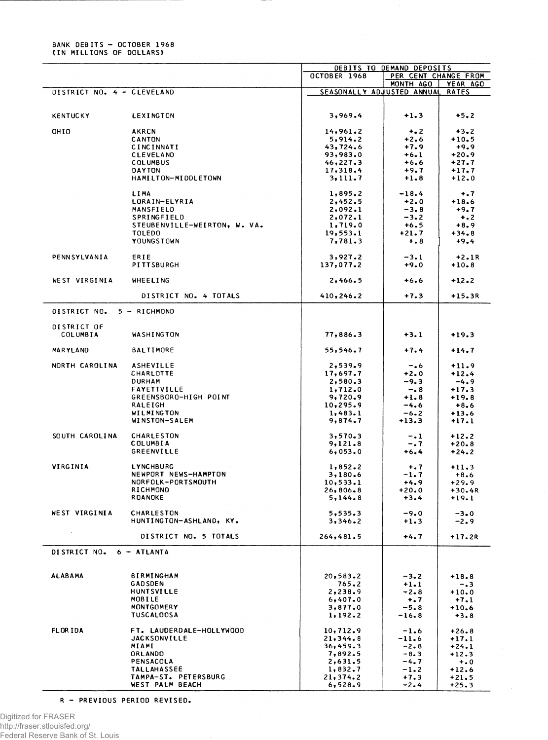BANK DEBITS - OCTOBER 1968
(IN MILLIONS OF DOLLARS)

| | | DEBITS TO DEMAND DEPOSITS | | |
|---|---|---|---|---|
| | | OCTOBER 1968 | PER CENT CHANGE FROM | |
| | | | MONTH AGO | YEAR AGO |
| DISTRICT NO. 4 - CLEVELAND | | SEASONALLY ADJUSTED ANNUAL RATES | | |
| KENTUCKY | LEXINGTON | 3,969.4 | +1.3 | +5.2 |
| OHIO | AKRON | 14,961.2 | +.2 | +3.2 |
| | CANTON | 5,914.2 | +2.6 | +10.5 |
| | CINCINNATI | 43,724.6 | +7.9 | +9.9 |
| | CLEVELAND | 93,983.0 | +6.1 | +20.9 |
| | COLUMBUS | 46,227.3 | +6.6 | +27.7 |
| | DAYTON | 17,318.4 | +9.7 | +17.7 |
| | HAMILTON-MIDDLETOWN | 3,111.7 | +1.8 | +12.0 |
| | LIMA | 1,895.2 | -18.4 | +.7 |
| | LORAIN-ELYRIA | 2,452.5 | +2.0 | +18.6 |
| | MANSFIELD | 2,092.1 | -3.8 | +9.7 |
| | SPRINGFIELD | 2,072.1 | -3.2 | +.2 |
| | STEUBENVILLE-WEIRTON, W. VA. | 1,719.0 | +6.5 | +8.9 |
| | TOLEDO | 19,553.1 | +21.7 | +34.8 |
| | YOUNGSTOWN | 7,781.3 | +.8 | +9.4 |
| PENNSYLVANIA | ERIE | 3,927.2 | -3.1 | +2.1R |
| | PITTSBURGH | 137,077.2 | +9.0 | +10.8 |
| WEST VIRGINIA | WHEELING | 2,466.5 | +6.6 | +12.2 |
| | DISTRICT NO. 4 TOTALS | 410,246.2 | +7.3 | +15.3R |
| DISTRICT NO. 5 - RICHMOND | | | | |
| DISTRICT OF COLUMBIA | WASHINGTON | 77,886.3 | +3.1 | +19.3 |
| MARYLAND | BALTIMORE | 55,546.7 | +7.4 | +14.7 |
| NORTH CAROLINA | ASHEVILLE | 2,539.9 | -.6 | +11.9 |
| | CHARLOTTE | 17,697.7 | +2.0 | +12.4 |
| | DURHAM | 2,580.3 | -9.3 | -4.9 |
| | FAYETTVILLE | 1,712.0 | -.8 | +17.3 |
| | GREENSBORO-HIGH POINT | 9,720.9 | +1.8 | +19.8 |
| | RALEIGH | 10,295.9 | -4.6 | +8.6 |
| | WILMINGTON | 1,483.1 | -6.2 | +13.6 |
| | WINSTON-SALEM | 9,874.7 | +13.3 | +17.1 |
| SOUTH CAROLINA | CHARLESTON | 3,570.3 | -.1 | +12.2 |
| | COLUMBIA | 9,121.8 | -.7 | +20.8 |
| | GREENVILLE | 6,053.0 | +6.4 | +24.2 |
| VIRGINIA | LYNCHBURG | 1,852.2 | +.7 | +11.3 |
| | NEWPORT NEWS-HAMPTON | 3,180.6 | -1.7 | +8.6 |
| | NORFOLK-PORTSMOUTH | 10,533.1 | +4.9 | +29.9 |
| | RICHMOND | 26,806.8 | +20.0 | +30.4R |
| | ROANOKE | 5,144.8 | +3.4 | +19.1 |
| WEST VIRGINIA | CHARLESTON | 5,535.3 | -9.0 | -3.0 |
| | HUNTINGTON-ASHLAND, KY. | 3,346.2 | +1.3 | -2.9 |
| | DISTRICT NO. 5 TOTALS | 264,481.5 | +4.7 | +17.2R |
| DISTRICT NO. 6 - ATLANTA | | | | |
| ALABAMA | BIRMINGHAM | 20,583.2 | -3.2 | +18.8 |
| | GADSDEN | 765.2 | +1.1 | -.3 |
| | HUNTSVILLE | 2,238.9 | -2.8 | +10.0 |
| | MOBILE | 6,407.0 | +.7 | +7.1 |
| | MONTGOMERY | 3,877.0 | -5.8 | +10.6 |
| | TUSCALOOSA | 1,192.2 | -16.8 | +3.8 |
| FLORIDA | FT. LAUDERDALE-HOLLYWOOD | 10,712.9 | -1.6 | +26.8 |
| | JACKSONVILLE | 21,344.8 | -11.6 | +17.1 |
| | MIAMI | 36,459.3 | -2.8 | +24.1 |
| | ORLANDO | 7,892.5 | -8.3 | +12.3 |
| | PENSACOLA | 2,631.5 | -4.7 | +.0 |
| | TALLAHASSEE | 1,832.7 | -1.2 | +12.6 |
| | TAMPA-ST. PETERSBURG | 21,374.2 | +7.3 | +21.5 |
| | WEST PALM BEACH | 6,528.9 | -2.4 | +25.3 |

R - PREVIOUS PERIOD REVISED.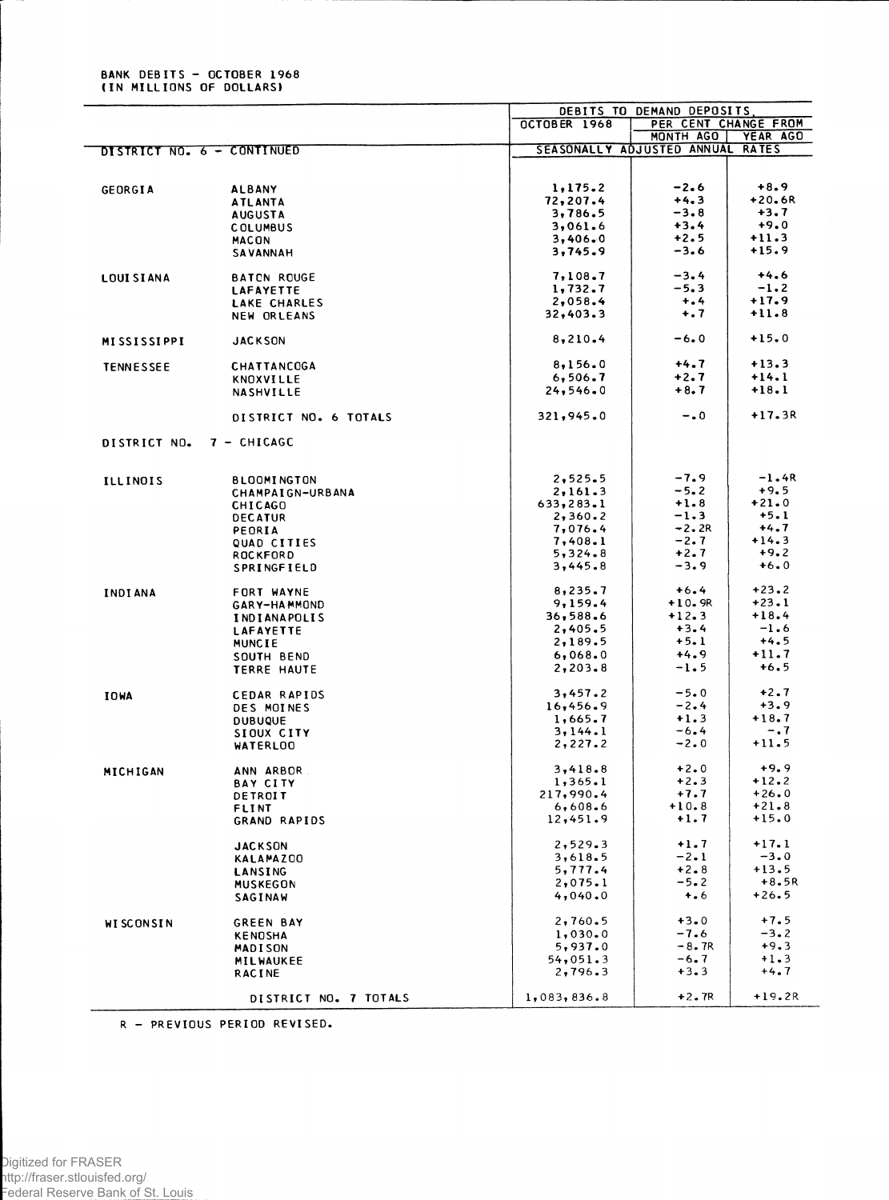BANK DEBITS - OCTOBER 1968
(IN MILLIONS OF DOLLARS)

| | | DEBITS TO DEMAND DEPOSITS | | |
|---|---|---|---|---|
| | | OCTOBER 1968 | PER CENT CHANGE FROM | |
| | | | MONTH AGO | YEAR AGO |
| DISTRICT NO. 6 - CONTINUED | | SEASONALLY ADJUSTED ANNUAL RATES | | |
| GEORGIA | ALBANY | 1,175.2 | -2.6 | +8.9 |
| | ATLANTA | 72,207.4 | +4.3 | +20.6R |
| | AUGUSTA | 3,786.5 | -3.8 | +3.7 |
| | COLUMBUS | 3,061.6 | +3.4 | +9.0 |
| | MACON | 3,406.0 | +2.5 | +11.3 |
| | SAVANNAH | 3,745.9 | -3.6 | +15.9 |
| LOUISIANA | BATON ROUGE | 7,108.7 | -3.4 | +4.6 |
| | LAFAYETTE | 1,732.7 | -5.3 | -1.2 |
| | LAKE CHARLES | 2,058.4 | +.4 | +17.9 |
| | NEW ORLEANS | 32,403.3 | +.7 | +11.8 |
| MISSISSIPPI | JACKSON | 8,210.4 | -6.0 | +15.0 |
| TENNESSEE | CHATTANOOGA | 8,156.0 | +4.7 | +13.3 |
| | KNOXVILLE | 6,506.7 | +2.7 | +14.1 |
| | NASHVILLE | 24,546.0 | +8.7 | +18.1 |
| | DISTRICT NO. 6 TOTALS | 321,945.0 | -.0 | +17.3R |
| DISTRICT NO. 7 - CHICAGO | | | | |
| ILLINOIS | BLOOMINGTON | 2,525.5 | -7.9 | -1.4R |
| | CHAMPAIGN-URBANA | 2,161.3 | -5.2 | +9.5 |
| | CHICAGO | 633,283.1 | +1.8 | +21.0 |
| | DECATUR | 2,360.2 | -1.3 | +5.1 |
| | PEORIA | 7,076.4 | -2.2R | +4.7 |
| | QUAD CITIES | 7,408.1 | -2.7 | +14.3 |
| | ROCKFORD | 5,324.8 | +2.7 | +9.2 |
| | SPRINGFIELD | 3,445.8 | -3.9 | +6.0 |
| INDIANA | FORT WAYNE | 8,235.7 | +6.4 | +23.2 |
| | GARY-HAMMOND | 9,159.4 | +10.9R | +23.1 |
| | INDIANAPOLIS | 36,588.6 | +12.3 | +18.4 |
| | LAFAYETTE | 2,405.5 | +3.4 | -1.6 |
| | MUNCIE | 2,189.5 | +5.1 | +4.5 |
| | SOUTH BEND | 6,068.0 | +4.9 | +11.7 |
| | TERRE HAUTE | 2,203.8 | -1.5 | +6.5 |
| IOWA | CEDAR RAPIDS | 3,457.2 | -5.0 | +2.7 |
| | DES MOINES | 16,456.9 | -2.4 | +3.9 |
| | DUBUQUE | 1,665.7 | +1.3 | +18.7 |
| | SIOUX CITY | 3,144.1 | -6.4 | -.7 |
| | WATERLOO | 2,227.2 | -2.0 | +11.5 |
| MICHIGAN | ANN ARBOR | 3,418.8 | +2.0 | +9.9 |
| | BAY CITY | 1,365.1 | +2.3 | +12.2 |
| | DETROIT | 217,990.4 | +7.7 | +26.0 |
| | FLINT | 6,608.6 | +10.8 | +21.8 |
| | GRAND RAPIDS | 12,451.9 | +1.7 | +15.0 |
| | JACKSON | 2,529.3 | +1.7 | +17.1 |
| | KALAMAZOO | 3,618.5 | -2.1 | -3.0 |
| | LANSING | 5,777.4 | +2.8 | +13.5 |
| | MUSKEGON | 2,075.1 | -5.2 | +8.5R |
| | SAGINAW | 4,040.0 | +.6 | +26.5 |
| WISCONSIN | GREEN BAY | 2,760.5 | +3.0 | +7.5 |
| | KENOSHA | 1,030.0 | -7.6 | -3.2 |
| | MADISON | 5,937.0 | -8.7R | +9.3 |
| | MILWAUKEE | 54,051.3 | -6.7 | +1.3 |
| | RACINE | 2,796.3 | +3.3 | +4.7 |
| | DISTRICT NO. 7 TOTALS | 1,083,836.8 | +2.7R | +19.2R |

R - PREVIOUS PERIOD REVISED.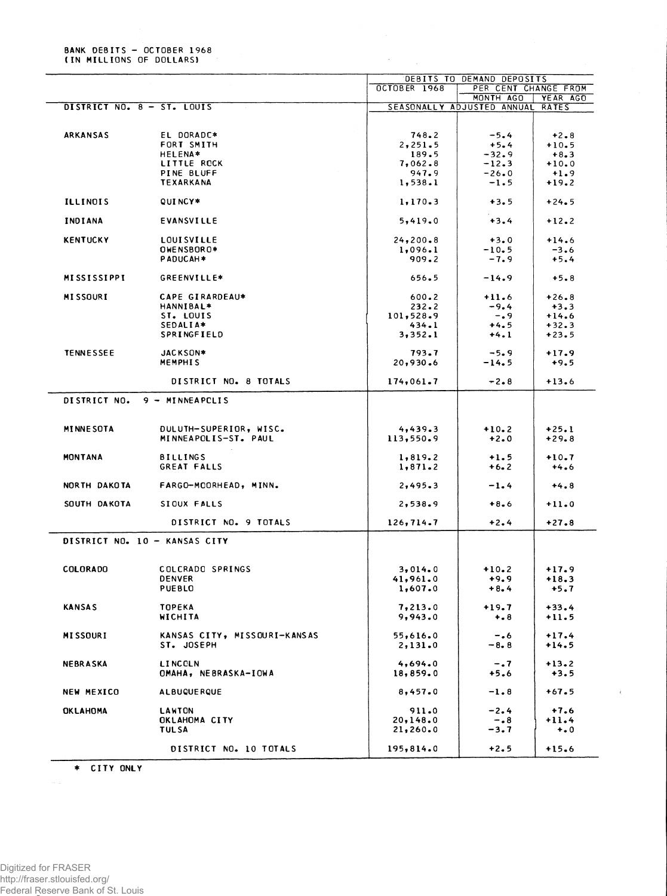BANK DEBITS – OCTOBER 1968
(IN MILLIONS OF DOLLARS)

| | | DEBITS TO DEMAND DEPOSITS | | |
|---|---|---|---|---|
| | | OCTOBER 1968 | PER CENT CHANGE FROM | |
| | | | MONTH AGO | YEAR AGO |
| DISTRICT NO. 8 – ST. LOUIS | | SEASONALLY ADJUSTED ANNUAL RATES | | |
| ARKANSAS | EL DORADO* | 748.2 | -5.4 | +2.8 |
| | FORT SMITH | 2,251.5 | +5.4 | +10.5 |
| | HELENA* | 189.5 | -32.9 | +8.3 |
| | LITTLE ROCK | 7,062.8 | -12.3 | +10.0 |
| | PINE BLUFF | 947.9 | -26.0 | +1.9 |
| | TEXARKANA | 1,538.1 | -1.5 | +19.2 |
| ILLINOIS | QUINCY* | 1,170.3 | +3.5 | +24.5 |
| INDIANA | EVANSVILLE | 5,419.0 | +3.4 | +12.2 |
| KENTUCKY | LOUISVILLE | 24,200.8 | +3.0 | +14.6 |
| | OWENSBORO* | 1,096.1 | -10.5 | -3.6 |
| | PADUCAH* | 909.2 | -7.9 | +5.4 |
| MISSISSIPPI | GREENVILLE* | 656.5 | -14.9 | +5.8 |
| MISSOURI | CAPE GIRARDEAU* | 600.2 | +11.6 | +26.8 |
| | HANNIBAL* | 232.2 | -9.4 | +3.3 |
| | ST. LOUIS | 101,528.9 | -.9 | +14.6 |
| | SEDALIA* | 434.1 | +4.5 | +32.3 |
| | SPRINGFIELD | 3,352.1 | +4.1 | +23.5 |
| TENNESSEE | JACKSON* | 793.7 | -5.9 | +17.9 |
| | MEMPHIS | 20,930.6 | -14.5 | +9.5 |
| | DISTRICT NO. 8 TOTALS | 174,061.7 | -2.8 | +13.6 |
| DISTRICT NO. 9 – MINNEAPOLIS | | | | |
| MINNESOTA | DULUTH-SUPERIOR, WISC. | 4,439.3 | +10.2 | +25.1 |
| | MINNEAPOLIS-ST. PAUL | 113,550.9 | +2.0 | +29.8 |
| MONTANA | BILLINGS | 1,819.2 | +1.5 | +10.7 |
| | GREAT FALLS | 1,871.2 | +6.2 | +4.6 |
| NORTH DAKOTA | FARGO-MOORHEAD, MINN. | 2,495.3 | -1.4 | +4.8 |
| SOUTH DAKOTA | SIOUX FALLS | 2,538.9 | +8.6 | +11.0 |
| | DISTRICT NO. 9 TOTALS | 126,714.7 | +2.4 | +27.8 |
| DISTRICT NO. 10 – KANSAS CITY | | | | |
| COLORADO | COLORADO SPRINGS | 3,014.0 | +10.2 | +17.9 |
| | DENVER | 41,961.0 | +9.9 | +18.3 |
| | PUEBLO | 1,607.0 | +8.4 | +5.7 |
| KANSAS | TOPEKA | 7,213.0 | +19.7 | +33.4 |
| | WICHITA | 9,943.0 | +.8 | +11.5 |
| MISSOURI | KANSAS CITY, MISSOURI-KANSAS | 55,616.0 | -.6 | +17.4 |
| | ST. JOSEPH | 2,131.0 | -8.8 | +14.5 |
| NEBRASKA | LINCOLN | 4,694.0 | -.7 | +13.2 |
| | OMAHA, NEBRASKA-IOWA | 18,859.0 | +5.6 | +3.5 |
| NEW MEXICO | ALBUQUERQUE | 8,457.0 | -1.8 | +67.5 |
| OKLAHOMA | LAWTON | 911.0 | -2.4 | +7.6 |
| | OKLAHOMA CITY | 20,148.0 | -.8 | +11.4 |
| | TULSA | 21,260.0 | -3.7 | +.0 |
| | DISTRICT NO. 10 TOTALS | 195,814.0 | +2.5 | +15.6 |

* CITY ONLY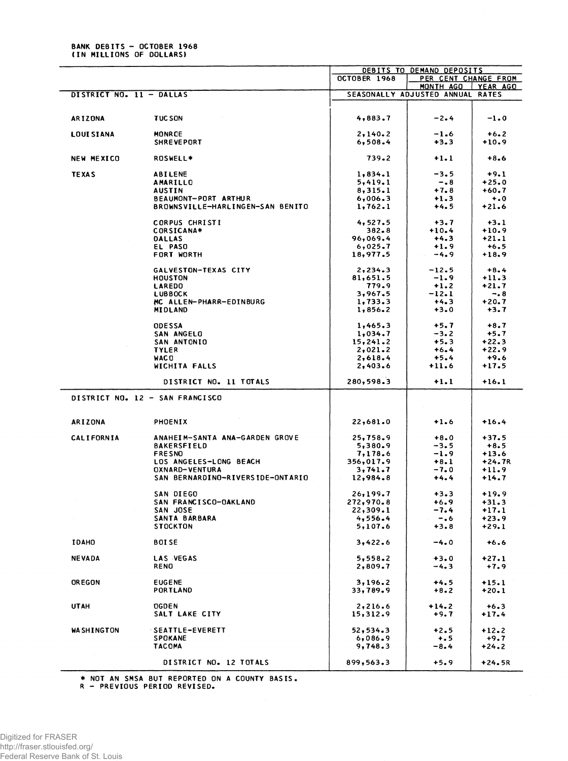BANK DEBITS – OCTOBER 1968
(IN MILLIONS OF DOLLARS)

| | | DEBITS TO DEMAND DEPOSITS | | |
|---|---|---|---|---|
| | | OCTOBER 1968 | PER CENT CHANGE FROM | |
| | | | MONTH AGO | YEAR AGO |
| DISTRICT NO. 11 – DALLAS | | SEASONALLY ADJUSTED ANNUAL RATES | | |
| ARIZONA | TUCSON | 4,883.7 | -2.4 | -1.0 |
| LOUISIANA | MONROE | 2,140.2 | -1.6 | +6.2 |
| | SHREVEPORT | 6,508.4 | +3.3 | +10.9 |
| NEW MEXICO | ROSWELL* | 739.2 | +1.1 | +8.6 |
| TEXAS | ABILENE | 1,834.1 | -3.5 | +9.1 |
| | AMARILLO | 5,419.1 | -.8 | +25.0 |
| | AUSTIN | 8,315.1 | +7.8 | +60.7 |
| | BEAUMONT-PORT ARTHUR | 6,006.3 | +1.3 | +.0 |
| | BROWNSVILLE-HARLINGEN-SAN BENITO | 1,762.1 | +4.5 | +21.6 |
| | CORPUS CHRISTI | 4,527.5 | +3.7 | +3.1 |
| | CORSICANA* | 382.8 | +10.4 | +10.9 |
| | DALLAS | 96,069.4 | +4.3 | +21.1 |
| | EL PASO | 6,025.7 | +1.9 | +6.5 |
| | FORT WORTH | 18,977.5 | -4.9 | +18.9 |
| | GALVESTON-TEXAS CITY | 2,234.3 | -12.5 | +8.4 |
| | HOUSTON | 81,651.5 | -1.9 | +11.3 |
| | LAREDO | 779.9 | +1.2 | +21.7 |
| | LUBBOCK | 3,967.5 | -12.1 | -.8 |
| | MC ALLEN-PHARR-EDINBURG | 1,733.3 | +4.3 | +20.7 |
| | MIDLAND | 1,856.2 | +3.0 | +3.7 |
| | ODESSA | 1,465.3 | +5.7 | +8.7 |
| | SAN ANGELO | 1,034.7 | -3.2 | +5.7 |
| | SAN ANTONIO | 15,241.2 | +5.3 | +22.3 |
| | TYLER | 2,021.2 | +6.4 | +22.9 |
| | WACO | 2,618.4 | +5.4 | +9.6 |
| | WICHITA FALLS | 2,403.6 | +11.6 | +17.5 |
| | DISTRICT NO. 11 TOTALS | 280,598.3 | +1.1 | +16.1 |
| DISTRICT NO. 12 – SAN FRANCISCO | | | | |
| ARIZONA | PHOENIX | 22,681.0 | +1.6 | +16.4 |
| CALIFORNIA | ANAHEIM-SANTA ANA-GARDEN GROVE | 25,758.9 | +8.0 | +37.5 |
| | BAKERSFIELD | 5,380.9 | -3.5 | +8.5 |
| | FRESNO | 7,178.6 | -1.9 | +13.6 |
| | LOS ANGELES-LONG BEACH | 356,017.9 | +8.1 | +24.7R |
| | OXNARD-VENTURA | 3,741.7 | -7.0 | +11.9 |
| | SAN BERNARDINO-RIVERSIDE-ONTARIO | 12,984.8 | +4.4 | +14.7 |
| | SAN DIEGO | 26,199.7 | +3.3 | +19.9 |
| | SAN FRANCISCO-OAKLAND | 272,970.8 | +6.9 | +31.3 |
| | SAN JOSE | 22,309.1 | -7.4 | +17.1 |
| | SANTA BARBARA | 4,556.4 | -.6 | +23.9 |
| | STOCKTON | 5,107.6 | +3.8 | +29.1 |
| IDAHO | BOISE | 3,422.6 | -4.0 | +6.6 |
| NEVADA | LAS VEGAS | 5,558.2 | +3.0 | +27.1 |
| | RENO | 2,809.7 | -4.3 | +7.9 |
| OREGON | EUGENE | 3,196.2 | +4.5 | +15.1 |
| | PORTLAND | 33,789.9 | +8.2 | +20.1 |
| UTAH | OGDEN | 2,216.6 | +14.2 | +6.3 |
| | SALT LAKE CITY | 15,312.9 | +9.7 | +17.4 |
| WASHINGTON | SEATTLE-EVERETT | 52,534.3 | +2.5 | +12.2 |
| | SPOKANE | 6,086.9 | +.5 | +9.7 |
| | TACOMA | 9,748.3 | -8.4 | +24.2 |
| | DISTRICT NO. 12 TOTALS | 899,563.3 | +5.9 | +24.5R |

* NOT AN SMSA BUT REPORTED ON A COUNTY BASIS.
R – PREVIOUS PERIOD REVISED.

Digitized for FRASER
http://fraser.stlouisfed.org/
Federal Reserve Bank of St. Louis